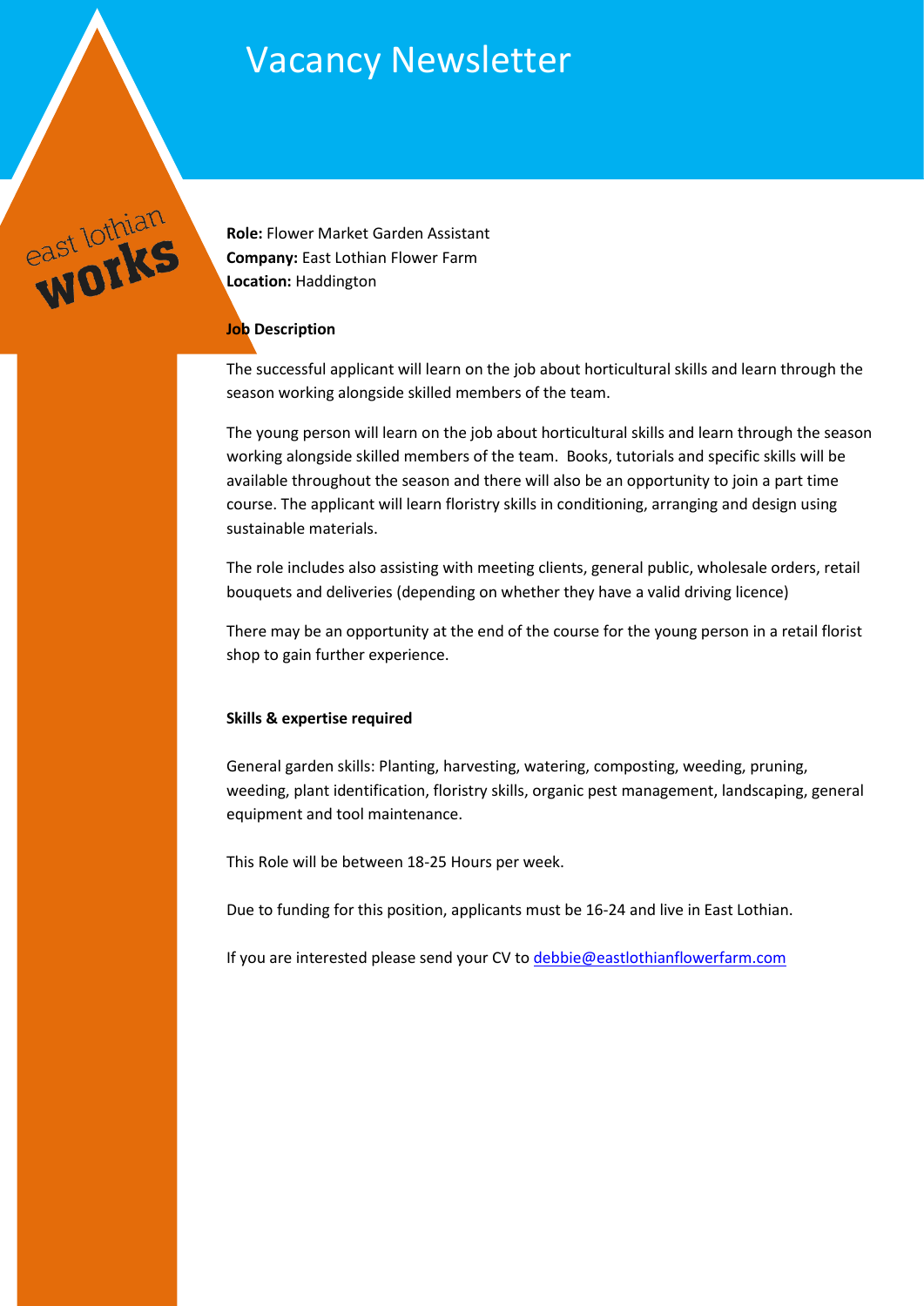# Vacancy Newsletter

**Role:** Flower Market Garden Assistant
**Company:** East Lothian Flower Farm
**Location:** Haddington

**Job Description**

The successful applicant will learn on the job about horticultural skills and learn through the season working alongside skilled members of the team.

The young person will learn on the job about horticultural skills and learn through the season working alongside skilled members of the team. Books, tutorials and specific skills will be available throughout the season and there will also be an opportunity to join a part time course. The applicant will learn floristry skills in conditioning, arranging and design using sustainable materials.

The role includes also assisting with meeting clients, general public, wholesale orders, retail bouquets and deliveries (depending on whether they have a valid driving licence)

There may be an opportunity at the end of the course for the young person in a retail florist shop to gain further experience.

**Skills & expertise required**

General garden skills: Planting, harvesting, watering, composting, weeding, pruning, weeding, plant identification, floristry skills, organic pest management, landscaping, general equipment and tool maintenance.

This Role will be between 18-25 Hours per week.

Due to funding for this position, applicants must be 16-24 and live in East Lothian.

If you are interested please send your CV to [debbie@eastlothianflowerfarm.com](mailto:debbie@eastlothianflowerfarm.com)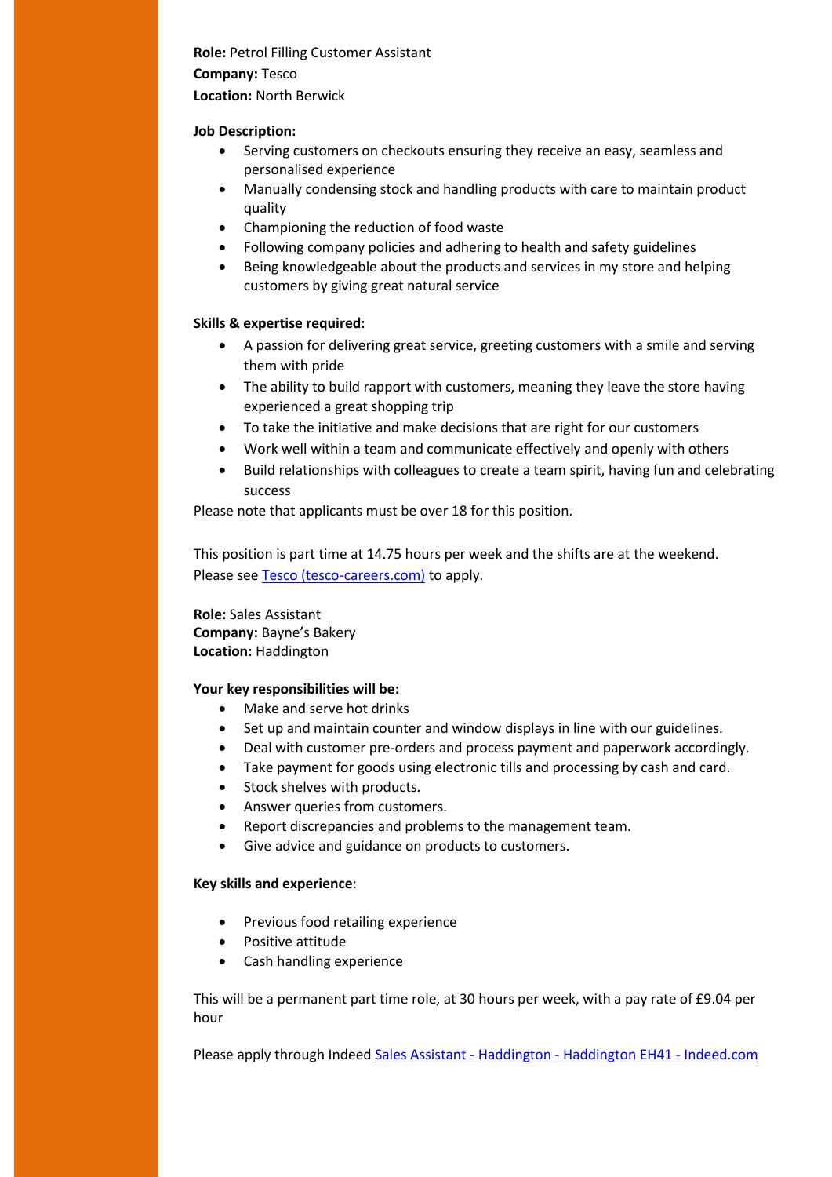**Role:** Petrol Filling Customer Assistant
**Company:** Tesco
**Location:** North Berwick

**Job Description:**

- Serving customers on checkouts ensuring they receive an easy, seamless and personalised experience
- Manually condensing stock and handling products with care to maintain product quality
- Championing the reduction of food waste
- Following company policies and adhering to health and safety guidelines
- Being knowledgeable about the products and services in my store and helping customers by giving great natural service

**Skills & expertise required:**

- A passion for delivering great service, greeting customers with a smile and serving them with pride
- The ability to build rapport with customers, meaning they leave the store having experienced a great shopping trip
- To take the initiative and make decisions that are right for our customers
- Work well within a team and communicate effectively and openly with others
- Build relationships with colleagues to create a team spirit, having fun and celebrating success

Please note that applicants must be over 18 for this position.

This position is part time at 14.75 hours per week and the shifts are at the weekend.
Please see [Tesco (tesco-careers.com)]() to apply.

**Role:** Sales Assistant
**Company:** Bayne's Bakery
**Location:** Haddington

**Your key responsibilities will be:**

- Make and serve hot drinks
- Set up and maintain counter and window displays in line with our guidelines.
- Deal with customer pre-orders and process payment and paperwork accordingly.
- Take payment for goods using electronic tills and processing by cash and card.
- Stock shelves with products.
- Answer queries from customers.
- Report discrepancies and problems to the management team.
- Give advice and guidance on products to customers.

**Key skills and experience**:

- Previous food retailing experience
- Positive attitude
- Cash handling experience

This will be a permanent part time role, at 30 hours per week, with a pay rate of £9.04 per hour

Please apply through Indeed [Sales Assistant - Haddington - Haddington EH41 - Indeed.com]()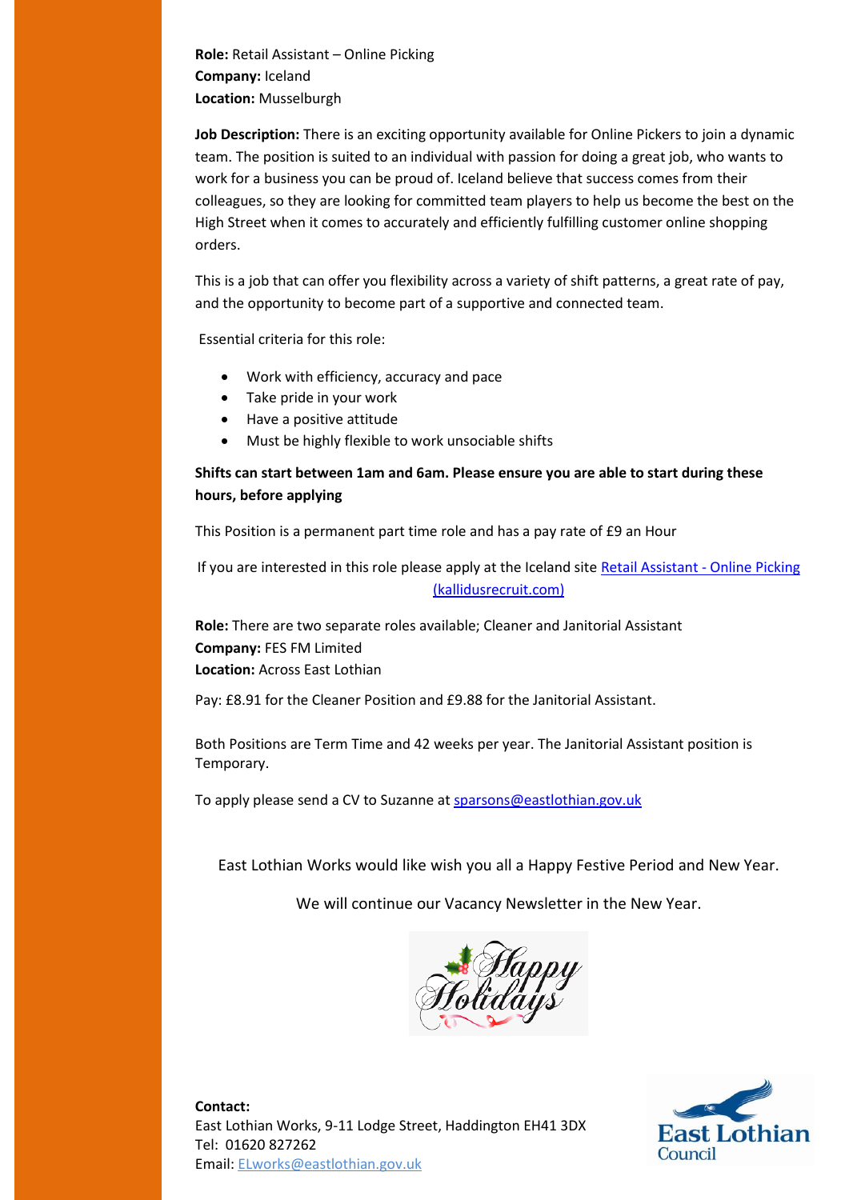**Role:** Retail Assistant – Online Picking
**Company:** Iceland
**Location:** Musselburgh

**Job Description:** There is an exciting opportunity available for Online Pickers to join a dynamic team. The position is suited to an individual with passion for doing a great job, who wants to work for a business you can be proud of. Iceland believe that success comes from their colleagues, so they are looking for committed team players to help us become the best on the High Street when it comes to accurately and efficiently fulfilling customer online shopping orders.

This is a job that can offer you flexibility across a variety of shift patterns, a great rate of pay, and the opportunity to become part of a supportive and connected team.

Essential criteria for this role:

- Work with efficiency, accuracy and pace
- Take pride in your work
- Have a positive attitude
- Must be highly flexible to work unsociable shifts

**Shifts can start between 1am and 6am. Please ensure you are able to start during these hours, before applying**

This Position is a permanent part time role and has a pay rate of £9 an Hour

If you are interested in this role please apply at the Iceland site [Retail Assistant - Online Picking (kallidusrecruit.com)]

**Role:** There are two separate roles available; Cleaner and Janitorial Assistant
**Company:** FES FM Limited
**Location:** Across East Lothian

Pay: £8.91 for the Cleaner Position and £9.88 for the Janitorial Assistant.

Both Positions are Term Time and 42 weeks per year. The Janitorial Assistant position is Temporary.

To apply please send a CV to Suzanne at sparsons@eastlothian.gov.uk

East Lothian Works would like wish you all a Happy Festive Period and New Year.

We will continue our Vacancy Newsletter in the New Year.

Happy Holidays

**Contact:**
East Lothian Works, 9-11 Lodge Street, Haddington EH41 3DX
Tel: 01620 827262
Email: ELworks@eastlothian.gov.uk

East Lothian Council